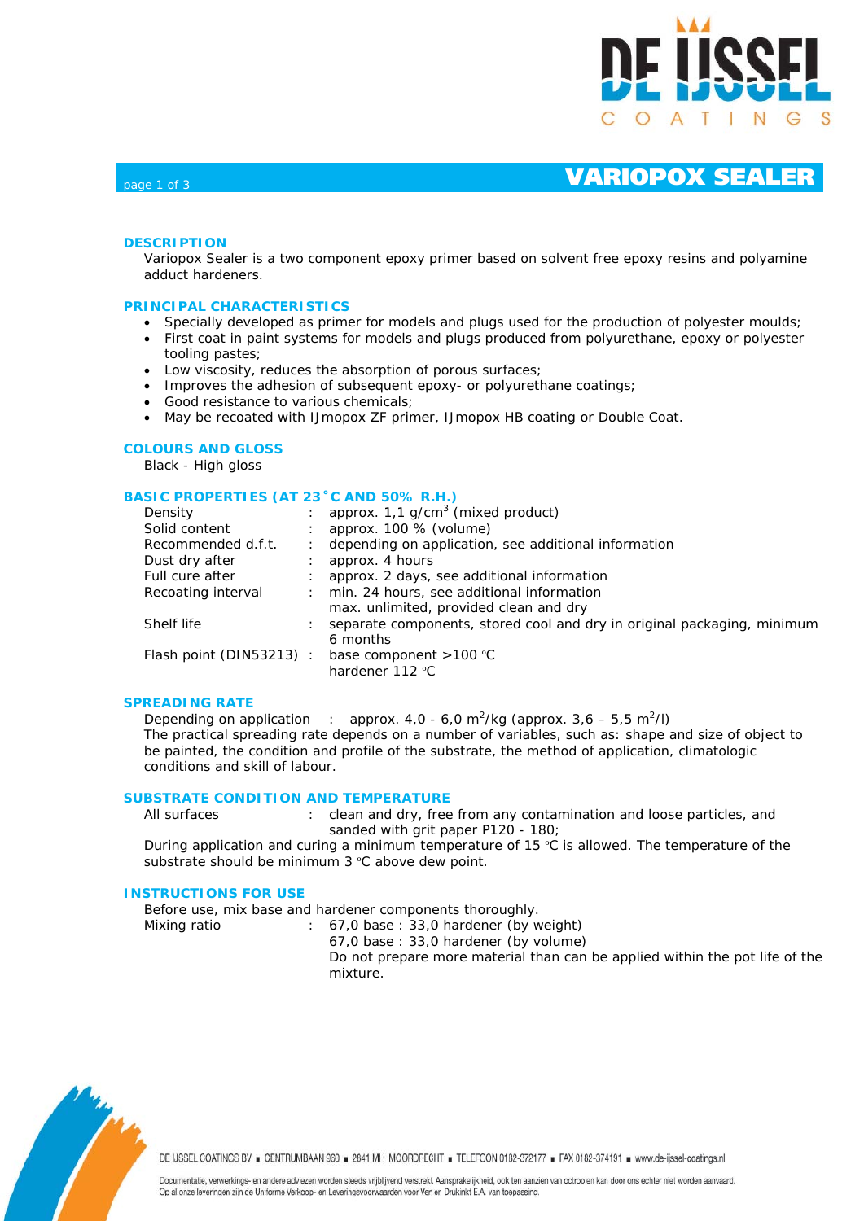# VARIOPOX SEALER

## DESCRIPTION

Variopox Sealer is a two component epoxy primer based on solvent free epoxy resins and polyamine adduct hardeners.

## PRINCIPAL CHARACTERISTICS

- Specially developed as primer for models and plugs used for the production of polyester moulds;
- First coat in paint systems for models and plugs produced from polyurethane, epoxy or polyester tooling pastes;
- Low viscosity, reduces the absorption of porous surfaces;
- Improves the adhesion of subsequent epoxy- or polyurethane coatings;
- Good resistance to various chemicals;
- May be recoated with IJmopox ZF primer, IJmopox HB coating or Double Coat.

## COLOURS AND GLOSS

Black - High gloss

## BASIC PROPERTIES (AT 23˚C AND 50% R.H.)

| | | |
|---|---|---|
| Density | : | approx. 1,1 g/cm$^3$ (mixed product) |
| Solid content | : | approx. 100 % (volume) |
| Recommended d.f.t. | : | depending on application, see additional information |
| Dust dry after | : | approx. 4 hours |
| Full cure after | : | approx. 2 days, see additional information |
| Recoating interval | : | min. 24 hours, see additional information<br>max. unlimited, provided clean and dry |
| Shelf life | : | separate components, stored cool and dry in original packaging, minimum 6 months |
| Flash point (DIN53213) | : | base component >100 °C<br>hardener 112 °C |

## SPREADING RATE

Depending on application : approx. 4,0 - 6,0 m$^2$/kg (approx. 3,6 – 5,5 m$^2$/l)

The practical spreading rate depends on a number of variables, such as: shape and size of object to be painted, the condition and profile of the substrate, the method of application, climatologic conditions and skill of labour.

## SUBSTRATE CONDITION AND TEMPERATURE

All surfaces : clean and dry, free from any contamination and loose particles, and sanded with grit paper P120 - 180;

During application and curing a minimum temperature of 15 °C is allowed. The temperature of the substrate should be minimum 3 °C above dew point.

## INSTRUCTIONS FOR USE

Before use, mix base and hardener components thoroughly.

| | | |
|---|---|---|
| Mixing ratio | : | 67,0 base : 33,0 hardener (by weight)<br>67,0 base : 33,0 hardener (by volume)<br>Do not prepare more material than can be applied within the pot life of the mixture. |

DE IJSSEL COATINGS BV ■ CENTRUMBAAN 960 ■ 2841 MH MOORDRECHT ■ TELEFOON 0182-372177 ■ FAX 0182-374191 ■ www.de-ijssel-coatings.nl

Documentatie, verwerkings- en andere adviezen worden steeds vrijblijvend verstrekt. Aansprakelijkheid, ook ten aanzien van octrooien kan door ons echter niet worden aanvaard. Op al onze leveringen zijn de Uniforme Verkoop- en Leveringsvoorwaarden voor Verf en Drukinkt E.A. van toepassing.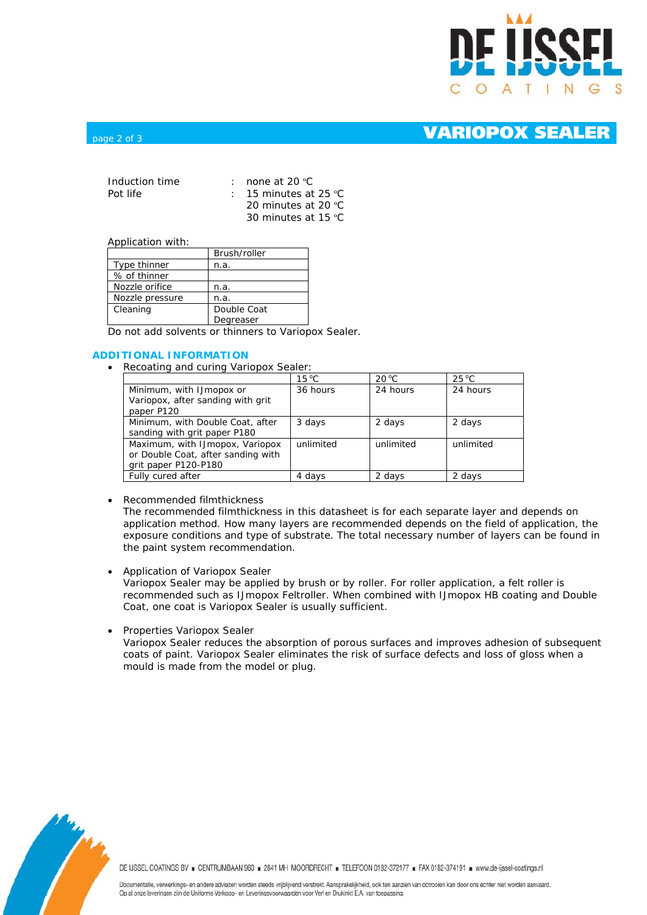Induction time : none at 20 °C
Pot life : 15 minutes at 25 °C
20 minutes at 20 °C
30 minutes at 15 °C

Application with:

| | Brush/roller |
|---|---|
| Type thinner | n.a. |
| % of thinner | |
| Nozzle orifice | n.a. |
| Nozzle pressure | n.a. |
| Cleaning | Double Coat Degreaser |

Do not add solvents or thinners to Variopox Sealer.

## ADDITIONAL INFORMATION

- Recoating and curing Variopox Sealer:

| | 15 °C | 20 °C | 25 °C |
|---|---|---|---|
| Minimum, with IJmopox or Variopox, after sanding with grit paper P120 | 36 hours | 24 hours | 24 hours |
| Minimum, with Double Coat, after sanding with grit paper P180 | 3 days | 2 days | 2 days |
| Maximum, with IJmopox, Variopox or Double Coat, after sanding with grit paper P120-P180 | unlimited | unlimited | unlimited |
| Fully cured after | 4 days | 2 days | 2 days |

- Recommended filmthickness
  The recommended filmthickness in this datasheet is for each separate layer and depends on application method. How many layers are recommended depends on the field of application, the exposure conditions and type of substrate. The total necessary number of layers can be found in the paint system recommendation.

- Application of Variopox Sealer
  Variopox Sealer may be applied by brush or by roller. For roller application, a felt roller is recommended such as IJmopox Feltroller. When combined with IJmopox HB coating and Double Coat, one coat is Variopox Sealer is usually sufficient.

- Properties Variopox Sealer
  Variopox Sealer reduces the absorption of porous surfaces and improves adhesion of subsequent coats of paint. Variopox Sealer eliminates the risk of surface defects and loss of gloss when a mould is made from the model or plug.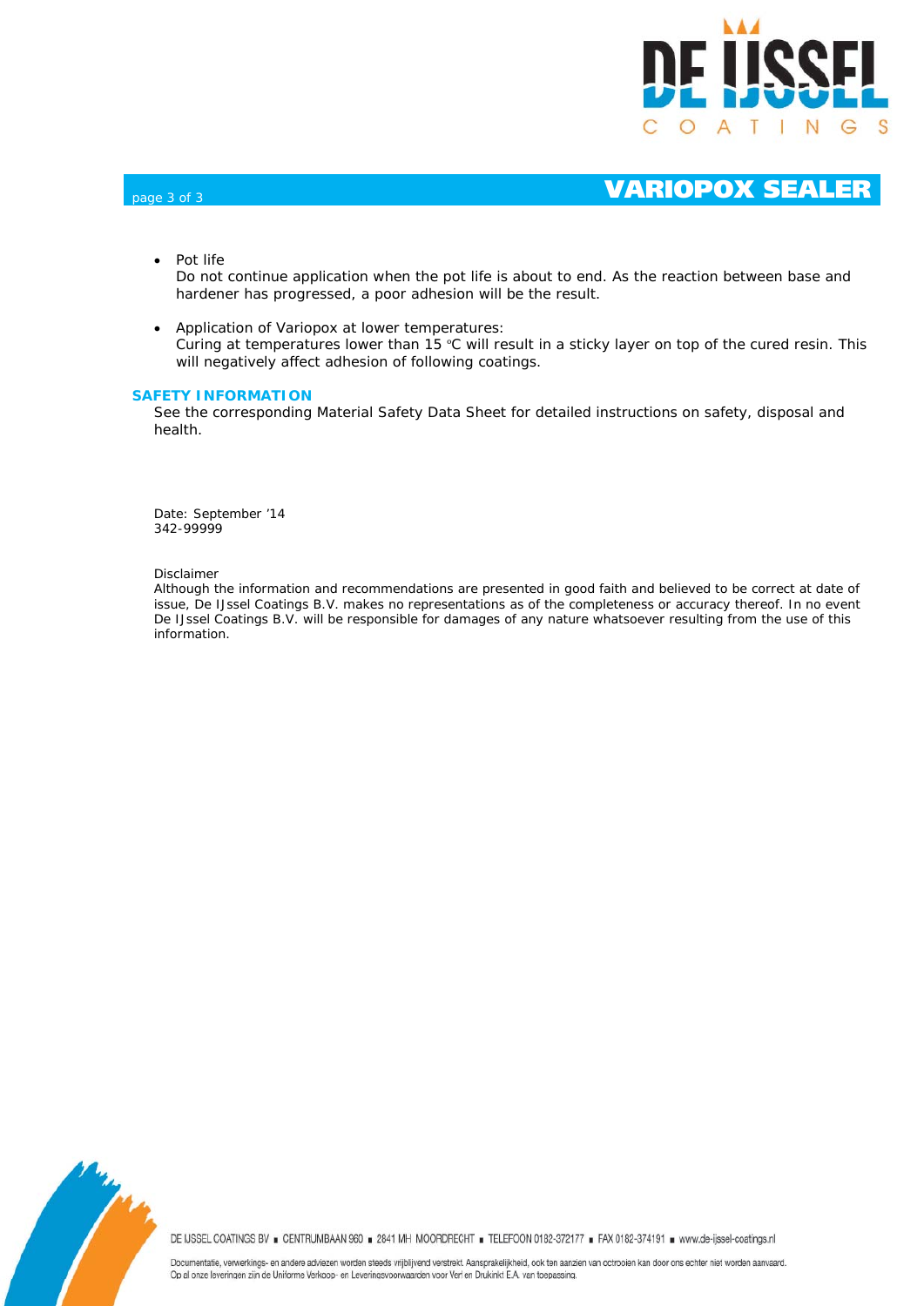- Pot life
  Do not continue application when the pot life is about to end. As the reaction between base and hardener has progressed, a poor adhesion will be the result.

- Application of Variopox at lower temperatures:
  Curing at temperatures lower than 15 °C will result in a sticky layer on top of the cured resin. This will negatively affect adhesion of following coatings.

## SAFETY INFORMATION

See the corresponding Material Safety Data Sheet for detailed instructions on safety, disposal and health.

Date: September '14
342-99999

Disclaimer
Although the information and recommendations are presented in good faith and believed to be correct at date of issue, De IJssel Coatings B.V. makes no representations as of the completeness or accuracy thereof. In no event De IJssel Coatings B.V. will be responsible for damages of any nature whatsoever resulting from the use of this information.